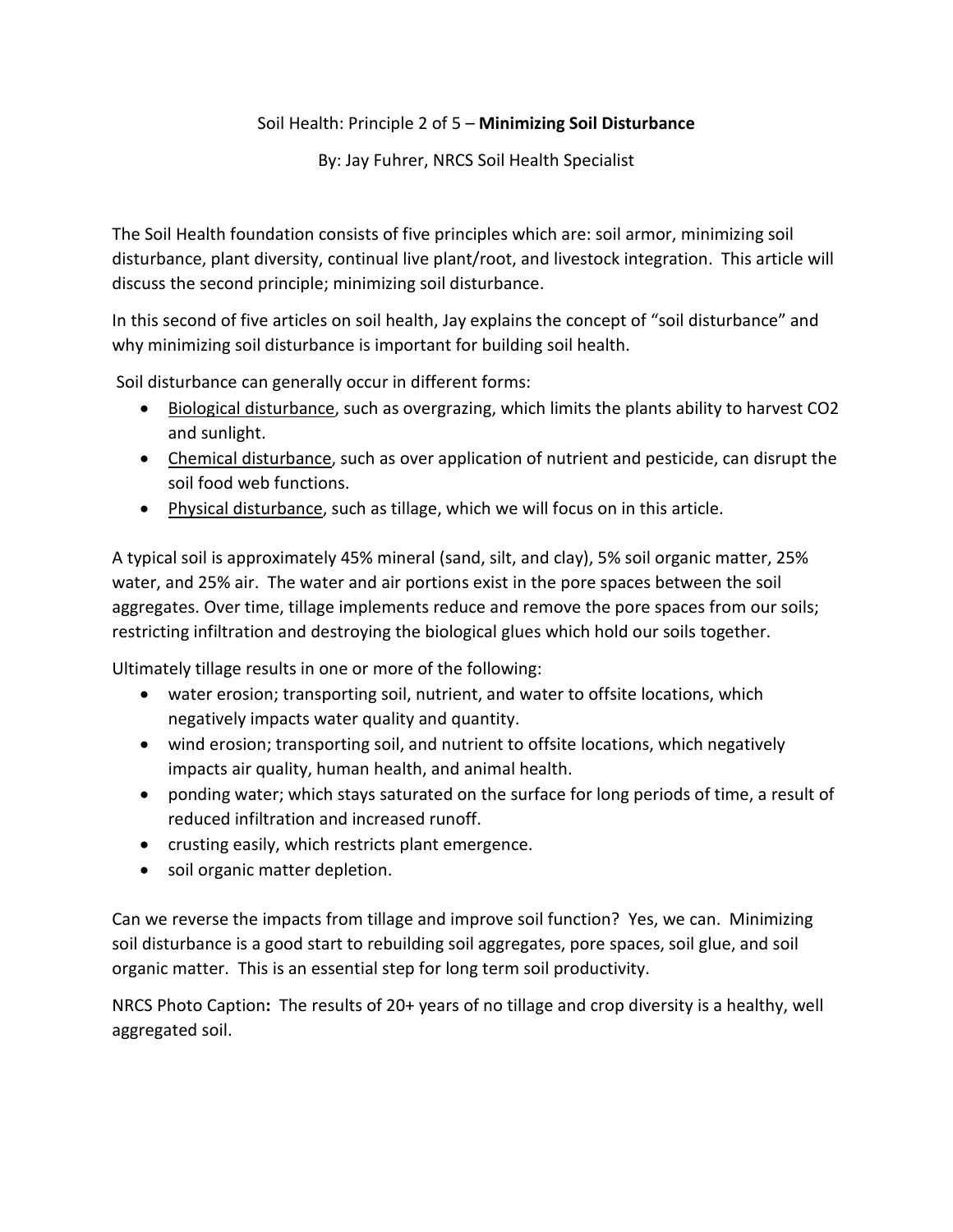# Soil Health: Principle 2 of 5 – **Minimizing Soil Disturbance**

By: Jay Fuhrer, NRCS Soil Health Specialist

The Soil Health foundation consists of five principles which are: soil armor, minimizing soil disturbance, plant diversity, continual live plant/root, and livestock integration. This article will discuss the second principle; minimizing soil disturbance.

In this second of five articles on soil health, Jay explains the concept of "soil disturbance" and why minimizing soil disturbance is important for building soil health.

Soil disturbance can generally occur in different forms:

- <u>Biological disturbance</u>, such as overgrazing, which limits the plants ability to harvest CO2 and sunlight.
- <u>Chemical disturbance</u>, such as over application of nutrient and pesticide, can disrupt the soil food web functions.
- <u>Physical disturbance</u>, such as tillage, which we will focus on in this article.

A typical soil is approximately 45% mineral (sand, silt, and clay), 5% soil organic matter, 25% water, and 25% air. The water and air portions exist in the pore spaces between the soil aggregates. Over time, tillage implements reduce and remove the pore spaces from our soils; restricting infiltration and destroying the biological glues which hold our soils together.

Ultimately tillage results in one or more of the following:

- water erosion; transporting soil, nutrient, and water to offsite locations, which negatively impacts water quality and quantity.
- wind erosion; transporting soil, and nutrient to offsite locations, which negatively impacts air quality, human health, and animal health.
- ponding water; which stays saturated on the surface for long periods of time, a result of reduced infiltration and increased runoff.
- crusting easily, which restricts plant emergence.
- soil organic matter depletion.

Can we reverse the impacts from tillage and improve soil function? Yes, we can. Minimizing soil disturbance is a good start to rebuilding soil aggregates, pore spaces, soil glue, and soil organic matter. This is an essential step for long term soil productivity.

NRCS Photo Caption**:** The results of 20+ years of no tillage and crop diversity is a healthy, well aggregated soil.